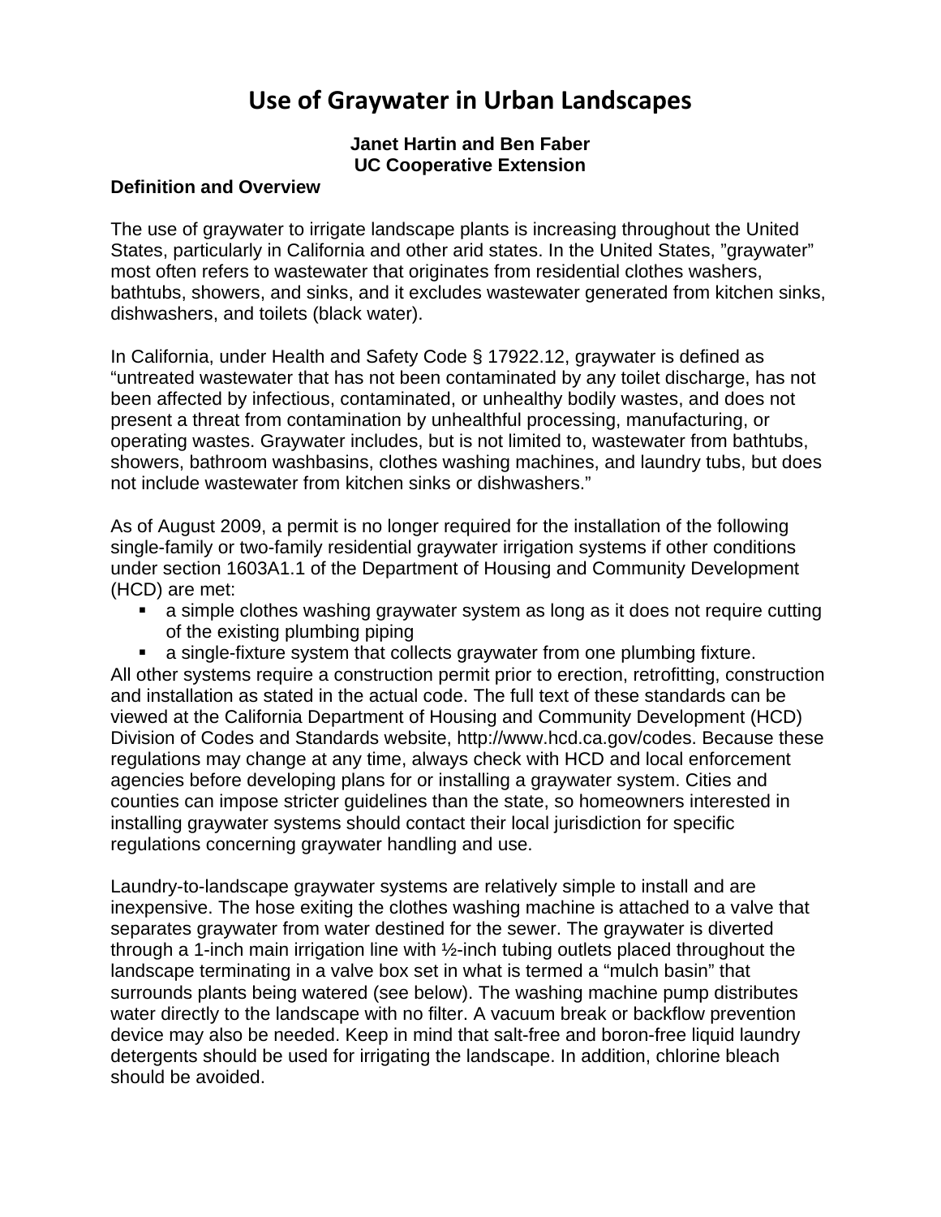# Use of Graywater in Urban Landscapes

**Janet Hartin and Ben Faber**
**UC Cooperative Extension**

**Definition and Overview**

The use of graywater to irrigate landscape plants is increasing throughout the United States, particularly in California and other arid states. In the United States, "graywater" most often refers to wastewater that originates from residential clothes washers, bathtubs, showers, and sinks, and it excludes wastewater generated from kitchen sinks, dishwashers, and toilets (black water).

In California, under Health and Safety Code § 17922.12, graywater is defined as "untreated wastewater that has not been contaminated by any toilet discharge, has not been affected by infectious, contaminated, or unhealthy bodily wastes, and does not present a threat from contamination by unhealthful processing, manufacturing, or operating wastes. Graywater includes, but is not limited to, wastewater from bathtubs, showers, bathroom washbasins, clothes washing machines, and laundry tubs, but does not include wastewater from kitchen sinks or dishwashers."

As of August 2009, a permit is no longer required for the installation of the following single-family or two-family residential graywater irrigation systems if other conditions under section 1603A1.1 of the Department of Housing and Community Development (HCD) are met:

- a simple clothes washing graywater system as long as it does not require cutting of the existing plumbing piping
- a single-fixture system that collects graywater from one plumbing fixture.

All other systems require a construction permit prior to erection, retrofitting, construction and installation as stated in the actual code. The full text of these standards can be viewed at the California Department of Housing and Community Development (HCD) Division of Codes and Standards website, http://www.hcd.ca.gov/codes. Because these regulations may change at any time, always check with HCD and local enforcement agencies before developing plans for or installing a graywater system. Cities and counties can impose stricter guidelines than the state, so homeowners interested in installing graywater systems should contact their local jurisdiction for specific regulations concerning graywater handling and use.

Laundry-to-landscape graywater systems are relatively simple to install and are inexpensive. The hose exiting the clothes washing machine is attached to a valve that separates graywater from water destined for the sewer. The graywater is diverted through a 1-inch main irrigation line with ½-inch tubing outlets placed throughout the landscape terminating in a valve box set in what is termed a "mulch basin" that surrounds plants being watered (see below). The washing machine pump distributes water directly to the landscape with no filter. A vacuum break or backflow prevention device may also be needed. Keep in mind that salt-free and boron-free liquid laundry detergents should be used for irrigating the landscape. In addition, chlorine bleach should be avoided.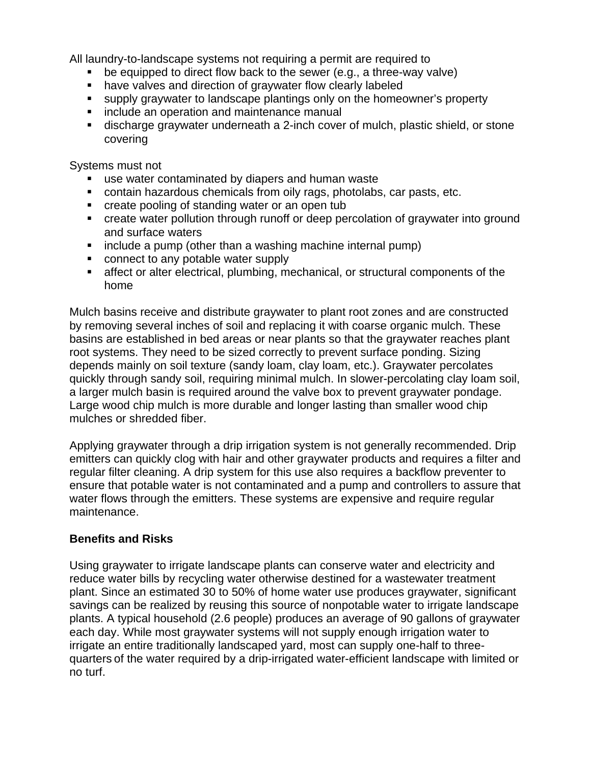All laundry-to-landscape systems not requiring a permit are required to

- be equipped to direct flow back to the sewer (e.g., a three-way valve)
- have valves and direction of graywater flow clearly labeled
- supply graywater to landscape plantings only on the homeowner's property
- include an operation and maintenance manual
- discharge graywater underneath a 2-inch cover of mulch, plastic shield, or stone covering

Systems must not

- use water contaminated by diapers and human waste
- contain hazardous chemicals from oily rags, photolabs, car pasts, etc.
- create pooling of standing water or an open tub
- create water pollution through runoff or deep percolation of graywater into ground and surface waters
- include a pump (other than a washing machine internal pump)
- connect to any potable water supply
- affect or alter electrical, plumbing, mechanical, or structural components of the home

Mulch basins receive and distribute graywater to plant root zones and are constructed by removing several inches of soil and replacing it with coarse organic mulch. These basins are established in bed areas or near plants so that the graywater reaches plant root systems. They need to be sized correctly to prevent surface ponding. Sizing depends mainly on soil texture (sandy loam, clay loam, etc.). Graywater percolates quickly through sandy soil, requiring minimal mulch. In slower-percolating clay loam soil, a larger mulch basin is required around the valve box to prevent graywater pondage. Large wood chip mulch is more durable and longer lasting than smaller wood chip mulches or shredded fiber.

Applying graywater through a drip irrigation system is not generally recommended. Drip emitters can quickly clog with hair and other graywater products and requires a filter and regular filter cleaning. A drip system for this use also requires a backflow preventer to ensure that potable water is not contaminated and a pump and controllers to assure that water flows through the emitters. These systems are expensive and require regular maintenance.

**Benefits and Risks**

Using graywater to irrigate landscape plants can conserve water and electricity and reduce water bills by recycling water otherwise destined for a wastewater treatment plant. Since an estimated 30 to 50% of home water use produces graywater, significant savings can be realized by reusing this source of nonpotable water to irrigate landscape plants. A typical household (2.6 people) produces an average of 90 gallons of graywater each day. While most graywater systems will not supply enough irrigation water to irrigate an entire traditionally landscaped yard, most can supply one-half to three-quarters of the water required by a drip-irrigated water-efficient landscape with limited or no turf.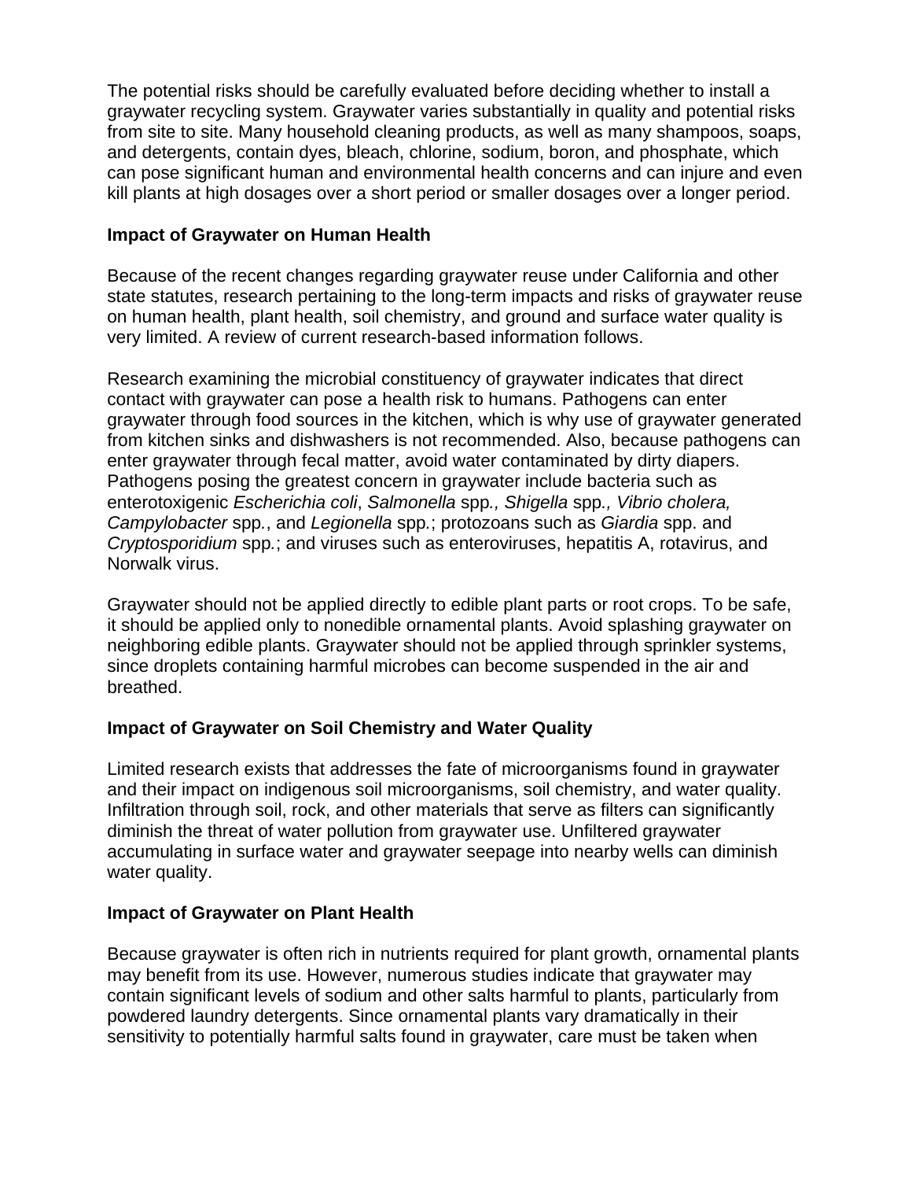The potential risks should be carefully evaluated before deciding whether to install a graywater recycling system. Graywater varies substantially in quality and potential risks from site to site. Many household cleaning products, as well as many shampoos, soaps, and detergents, contain dyes, bleach, chlorine, sodium, boron, and phosphate, which can pose significant human and environmental health concerns and can injure and even kill plants at high dosages over a short period or smaller dosages over a longer period.

**Impact of Graywater on Human Health**

Because of the recent changes regarding graywater reuse under California and other state statutes, research pertaining to the long-term impacts and risks of graywater reuse on human health, plant health, soil chemistry, and ground and surface water quality is very limited. A review of current research-based information follows.

Research examining the microbial constituency of graywater indicates that direct contact with graywater can pose a health risk to humans. Pathogens can enter graywater through food sources in the kitchen, which is why use of graywater generated from kitchen sinks and dishwashers is not recommended. Also, because pathogens can enter graywater through fecal matter, avoid water contaminated by dirty diapers. Pathogens posing the greatest concern in graywater include bacteria such as enterotoxigenic *Escherichia coli*, *Salmonella* spp*., Shigella* spp*., Vibrio cholera, Campylobacter* spp*.*, and *Legionella* spp*.*; protozoans such as *Giardia* spp. and *Cryptosporidium* spp*.*; and viruses such as enteroviruses, hepatitis A, rotavirus, and Norwalk virus.

Graywater should not be applied directly to edible plant parts or root crops. To be safe, it should be applied only to nonedible ornamental plants. Avoid splashing graywater on neighboring edible plants. Graywater should not be applied through sprinkler systems, since droplets containing harmful microbes can become suspended in the air and breathed.

**Impact of Graywater on Soil Chemistry and Water Quality**

Limited research exists that addresses the fate of microorganisms found in graywater and their impact on indigenous soil microorganisms, soil chemistry, and water quality. Infiltration through soil, rock, and other materials that serve as filters can significantly diminish the threat of water pollution from graywater use. Unfiltered graywater accumulating in surface water and graywater seepage into nearby wells can diminish water quality.

**Impact of Graywater on Plant Health**

Because graywater is often rich in nutrients required for plant growth, ornamental plants may benefit from its use. However, numerous studies indicate that graywater may contain significant levels of sodium and other salts harmful to plants, particularly from powdered laundry detergents. Since ornamental plants vary dramatically in their sensitivity to potentially harmful salts found in graywater, care must be taken when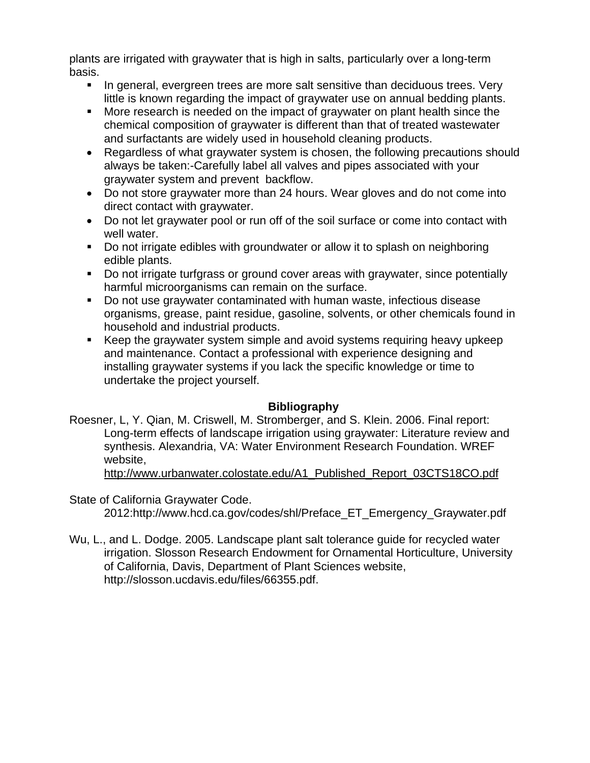plants are irrigated with graywater that is high in salts, particularly over a long-term basis.

- In general, evergreen trees are more salt sensitive than deciduous trees. Very little is known regarding the impact of graywater use on annual bedding plants.
- More research is needed on the impact of graywater on plant health since the chemical composition of graywater is different than that of treated wastewater and surfactants are widely used in household cleaning products.
- Regardless of what graywater system is chosen, the following precautions should always be taken:-Carefully label all valves and pipes associated with your graywater system and prevent backflow.
- Do not store graywater more than 24 hours. Wear gloves and do not come into direct contact with graywater.
- Do not let graywater pool or run off of the soil surface or come into contact with well water.
- Do not irrigate edibles with groundwater or allow it to splash on neighboring edible plants.
- Do not irrigate turfgrass or ground cover areas with graywater, since potentially harmful microorganisms can remain on the surface.
- Do not use graywater contaminated with human waste, infectious disease organisms, grease, paint residue, gasoline, solvents, or other chemicals found in household and industrial products.
- Keep the graywater system simple and avoid systems requiring heavy upkeep and maintenance. Contact a professional with experience designing and installing graywater systems if you lack the specific knowledge or time to undertake the project yourself.

## Bibliography

Roesner, L, Y. Qian, M. Criswell, M. Stromberger, and S. Klein. 2006. Final report: Long-term effects of landscape irrigation using graywater: Literature review and synthesis. Alexandria, VA: Water Environment Research Foundation. WREF website, http://www.urbanwater.colostate.edu/A1_Published_Report_03CTS18CO.pdf

State of California Graywater Code. 2012:http://www.hcd.ca.gov/codes/shl/Preface_ET_Emergency_Graywater.pdf

Wu, L., and L. Dodge. 2005. Landscape plant salt tolerance guide for recycled water irrigation. Slosson Research Endowment for Ornamental Horticulture, University of California, Davis, Department of Plant Sciences website, http://slosson.ucdavis.edu/files/66355.pdf.